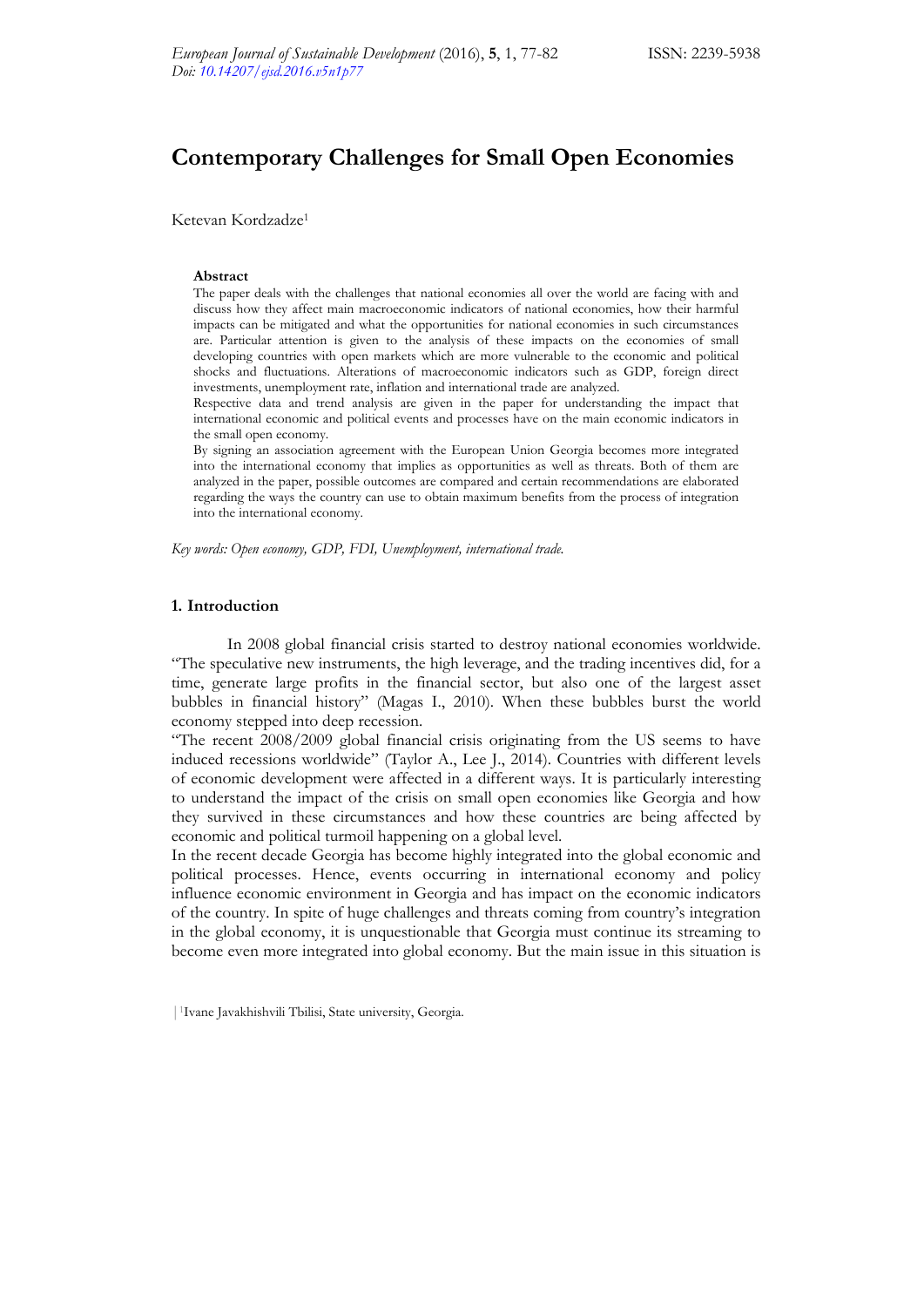# Contemporary Challenges for Small Open Economies

Ketevan Kordzadze[1]

**Abstract**

The paper deals with the challenges that national economies all over the world are facing with and discuss how they affect main macroeconomic indicators of national economies, how their harmful impacts can be mitigated and what the opportunities for national economies in such circumstances are. Particular attention is given to the analysis of these impacts on the economies of small developing countries with open markets which are more vulnerable to the economic and political shocks and fluctuations. Alterations of macroeconomic indicators such as GDP, foreign direct investments, unemployment rate, inflation and international trade are analyzed.

Respective data and trend analysis are given in the paper for understanding the impact that international economic and political events and processes have on the main economic indicators in the small open economy.

By signing an association agreement with the European Union Georgia becomes more integrated into the international economy that implies as opportunities as well as threats. Both of them are analyzed in the paper, possible outcomes are compared and certain recommendations are elaborated regarding the ways the country can use to obtain maximum benefits from the process of integration into the international economy.

*Key words: Open economy, GDP, FDI, Unemployment, international trade.*

## 1. Introduction

In 2008 global financial crisis started to destroy national economies worldwide. "The speculative new instruments, the high leverage, and the trading incentives did, for a time, generate large profits in the financial sector, but also one of the largest asset bubbles in financial history" (Magas I., 2010). When these bubbles burst the world economy stepped into deep recession.

"The recent 2008/2009 global financial crisis originating from the US seems to have induced recessions worldwide" (Taylor A., Lee J., 2014). Countries with different levels of economic development were affected in a different ways. It is particularly interesting to understand the impact of the crisis on small open economies like Georgia and how they survived in these circumstances and how these countries are being affected by economic and political turmoil happening on a global level.

In the recent decade Georgia has become highly integrated into the global economic and political processes. Hence, events occurring in international economy and policy influence economic environment in Georgia and has impact on the economic indicators of the country. In spite of huge challenges and threats coming from country's integration in the global economy, it is unquestionable that Georgia must continue its streaming to become even more integrated into global economy. But the main issue in this situation is

[1] Ivane Javakhishvili Tbilisi, State university, Georgia.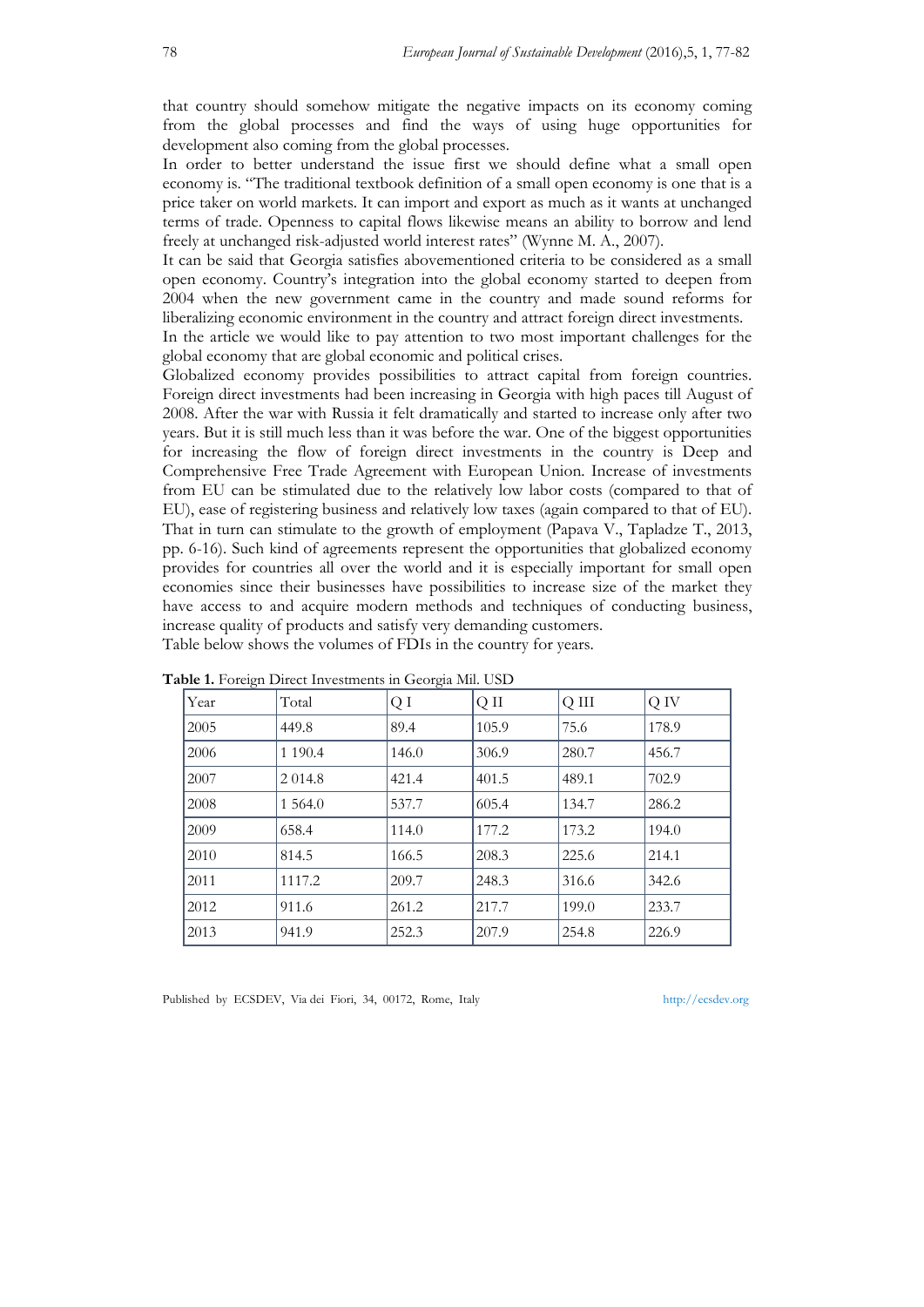that country should somehow mitigate the negative impacts on its economy coming from the global processes and find the ways of using huge opportunities for development also coming from the global processes.

In order to better understand the issue first we should define what a small open economy is. "The traditional textbook definition of a small open economy is one that is a price taker on world markets. It can import and export as much as it wants at unchanged terms of trade. Openness to capital flows likewise means an ability to borrow and lend freely at unchanged risk-adjusted world interest rates" (Wynne M. A., 2007).

It can be said that Georgia satisfies abovementioned criteria to be considered as a small open economy. Country's integration into the global economy started to deepen from 2004 when the new government came in the country and made sound reforms for liberalizing economic environment in the country and attract foreign direct investments.

In the article we would like to pay attention to two most important challenges for the global economy that are global economic and political crises.

Globalized economy provides possibilities to attract capital from foreign countries. Foreign direct investments had been increasing in Georgia with high paces till August of 2008. After the war with Russia it felt dramatically and started to increase only after two years. But it is still much less than it was before the war. One of the biggest opportunities for increasing the flow of foreign direct investments in the country is Deep and Comprehensive Free Trade Agreement with European Union. Increase of investments from EU can be stimulated due to the relatively low labor costs (compared to that of EU), ease of registering business and relatively low taxes (again compared to that of EU). That in turn can stimulate to the growth of employment (Papava V., Tapladze T., 2013, pp. 6-16). Such kind of agreements represent the opportunities that globalized economy provides for countries all over the world and it is especially important for small open economies since their businesses have possibilities to increase size of the market they have access to and acquire modern methods and techniques of conducting business, increase quality of products and satisfy very demanding customers.

Table below shows the volumes of FDIs in the country for years.

**Table 1.** Foreign Direct Investments in Georgia Mil. USD

| Year | Total | Q I | Q II | Q III | Q IV |
|---|---|---|---|---|---|
| 2005 | 449.8 | 89.4 | 105.9 | 75.6 | 178.9 |
| 2006 | 1 190.4 | 146.0 | 306.9 | 280.7 | 456.7 |
| 2007 | 2 014.8 | 421.4 | 401.5 | 489.1 | 702.9 |
| 2008 | 1 564.0 | 537.7 | 605.4 | 134.7 | 286.2 |
| 2009 | 658.4 | 114.0 | 177.2 | 173.2 | 194.0 |
| 2010 | 814.5 | 166.5 | 208.3 | 225.6 | 214.1 |
| 2011 | 1117.2 | 209.7 | 248.3 | 316.6 | 342.6 |
| 2012 | 911.6 | 261.2 | 217.7 | 199.0 | 233.7 |
| 2013 | 941.9 | 252.3 | 207.9 | 254.8 | 226.9 |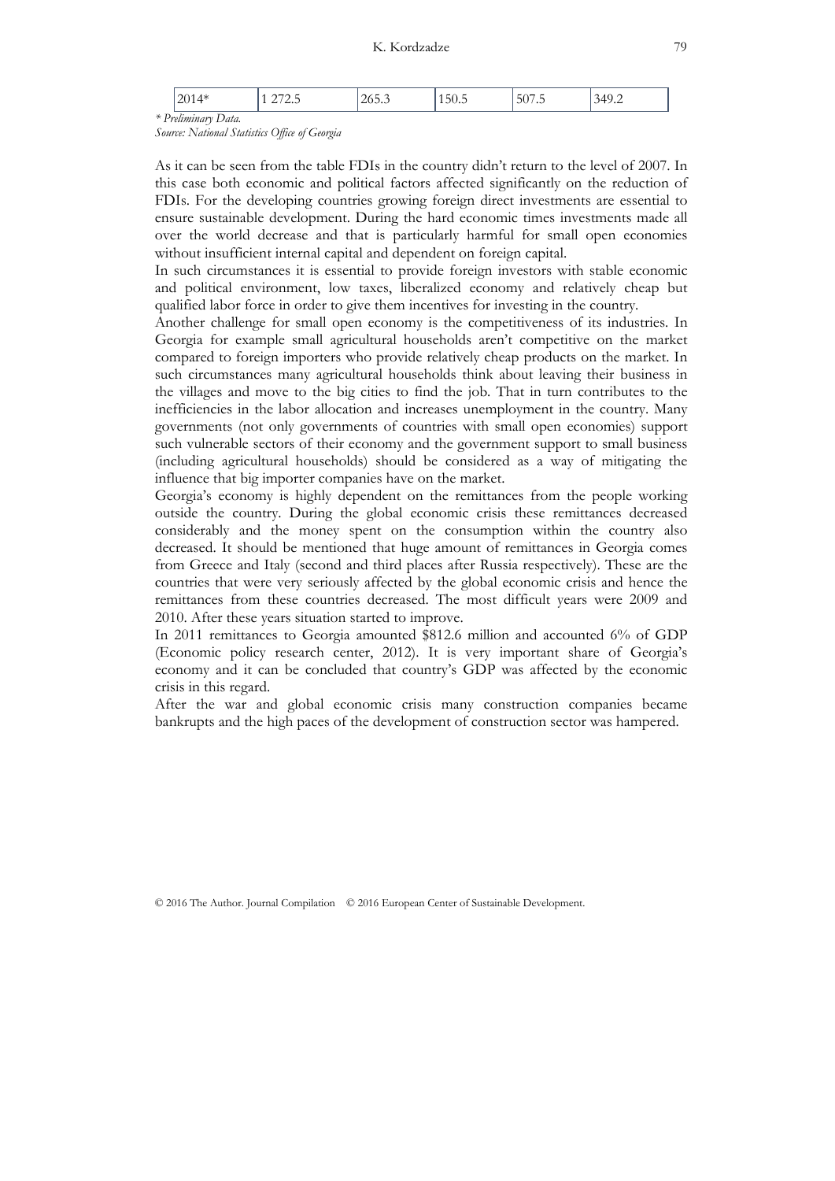| 2014* | 1 272.5 | 265.3 | 150.5 | 507.5 | 349.2 |
|---|---|---|---|---|---|

*\* Preliminary Data.*

*Source: National Statistics Office of Georgia*

As it can be seen from the table FDIs in the country didn't return to the level of 2007. In this case both economic and political factors affected significantly on the reduction of FDIs. For the developing countries growing foreign direct investments are essential to ensure sustainable development. During the hard economic times investments made all over the world decrease and that is particularly harmful for small open economies without insufficient internal capital and dependent on foreign capital.

In such circumstances it is essential to provide foreign investors with stable economic and political environment, low taxes, liberalized economy and relatively cheap but qualified labor force in order to give them incentives for investing in the country.

Another challenge for small open economy is the competitiveness of its industries. In Georgia for example small agricultural households aren't competitive on the market compared to foreign importers who provide relatively cheap products on the market. In such circumstances many agricultural households think about leaving their business in the villages and move to the big cities to find the job. That in turn contributes to the inefficiencies in the labor allocation and increases unemployment in the country. Many governments (not only governments of countries with small open economies) support such vulnerable sectors of their economy and the government support to small business (including agricultural households) should be considered as a way of mitigating the influence that big importer companies have on the market.

Georgia's economy is highly dependent on the remittances from the people working outside the country. During the global economic crisis these remittances decreased considerably and the money spent on the consumption within the country also decreased. It should be mentioned that huge amount of remittances in Georgia comes from Greece and Italy (second and third places after Russia respectively). These are the countries that were very seriously affected by the global economic crisis and hence the remittances from these countries decreased. The most difficult years were 2009 and 2010. After these years situation started to improve.

In 2011 remittances to Georgia amounted $812.6 million and accounted 6% of GDP (Economic policy research center, 2012). It is very important share of Georgia's economy and it can be concluded that country's GDP was affected by the economic crisis in this regard.

After the war and global economic crisis many construction companies became bankrupts and the high paces of the development of construction sector was hampered.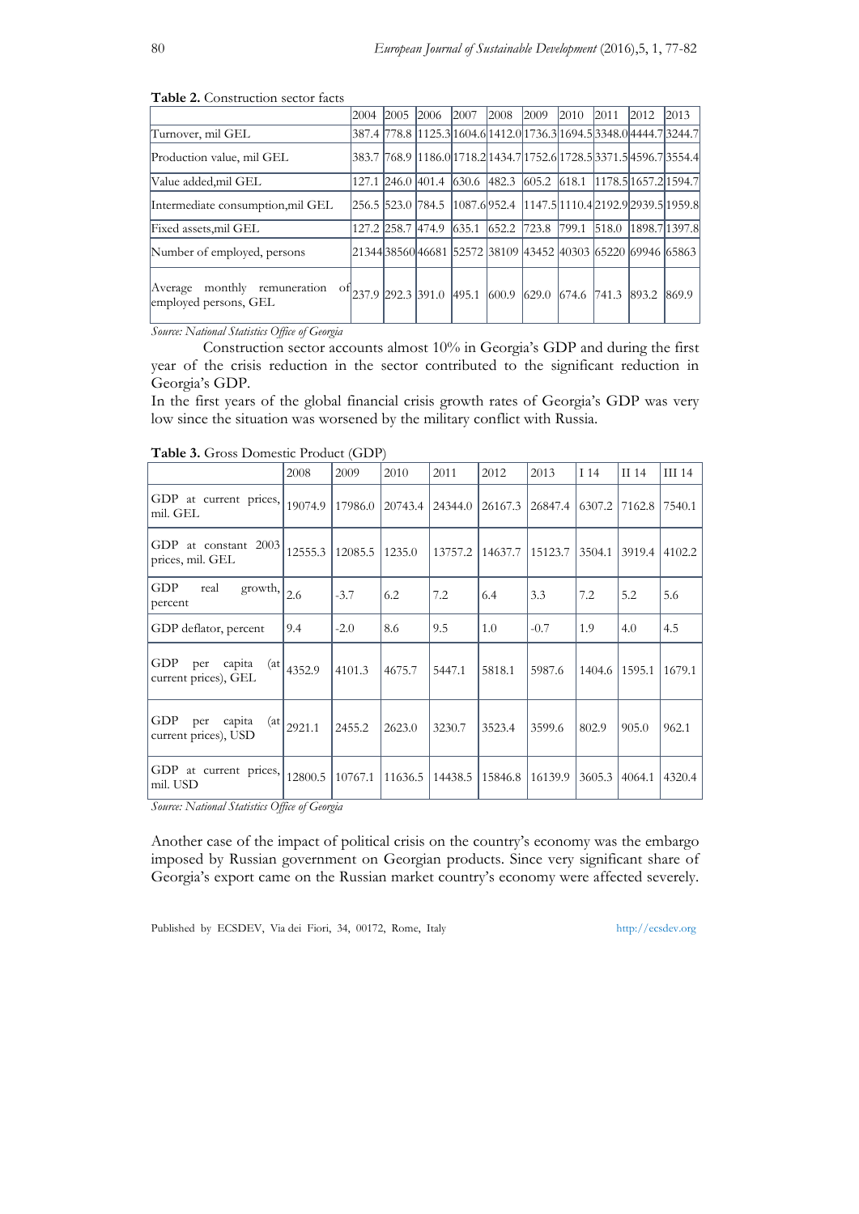**Table 2.** Construction sector facts

| | 2004 | 2005 | 2006 | 2007 | 2008 | 2009 | 2010 | 2011 | 2012 | 2013 |
|---|---|---|---|---|---|---|---|---|---|---|
| Turnover, mil GEL | 387.4 | 778.8 | 1125.3 | 1604.6 | 1412.0 | 1736.3 | 1694.5 | 3348.0 | 4444.7 | 3244.7 |
| Production value, mil GEL | 383.7 | 768.9 | 1186.0 | 1718.2 | 1434.7 | 1752.6 | 1728.5 | 3371.5 | 4596.7 | 3554.4 |
| Value added,mil GEL | 127.1 | 246.0 | 401.4 | 630.6 | 482.3 | 605.2 | 618.1 | 1178.5 | 1657.2 | 1594.7 |
| Intermediate consumption,mil GEL | 256.5 | 523.0 | 784.5 | 1087.6 | 952.4 | 1147.5 | 1110.4 | 2192.9 | 2939.5 | 1959.8 |
| Fixed assets,mil GEL | 127.2 | 258.7 | 474.9 | 635.1 | 652.2 | 723.8 | 799.1 | 518.0 | 1898.7 | 1397.8 |
| Number of employed, persons | 21344 | 38560 | 46681 | 52572 | 38109 | 43452 | 40303 | 65220 | 69946 | 65863 |
| Average monthly remuneration of employed persons, GEL | 237.9 | 292.3 | 391.0 | 495.1 | 600.9 | 629.0 | 674.6 | 741.3 | 893.2 | 869.9 |

*Source: National Statistics Office of Georgia*

Construction sector accounts almost 10% in Georgia's GDP and during the first year of the crisis reduction in the sector contributed to the significant reduction in Georgia's GDP.

In the first years of the global financial crisis growth rates of Georgia's GDP was very low since the situation was worsened by the military conflict with Russia.

**Table 3.** Gross Domestic Product (GDP)

| | 2008 | 2009 | 2010 | 2011 | 2012 | 2013 | I 14 | II 14 | III 14 |
|---|---|---|---|---|---|---|---|---|---|
| GDP at current prices, mil. GEL | 19074.9 | 17986.0 | 20743.4 | 24344.0 | 26167.3 | 26847.4 | 6307.2 | 7162.8 | 7540.1 |
| GDP at constant 2003 prices, mil. GEL | 12555.3 | 12085.5 | 1235.0 | 13757.2 | 14637.7 | 15123.7 | 3504.1 | 3919.4 | 4102.2 |
| GDP real growth, percent | 2.6 | -3.7 | 6.2 | 7.2 | 6.4 | 3.3 | 7.2 | 5.2 | 5.6 |
| GDP deflator, percent | 9.4 | -2.0 | 8.6 | 9.5 | 1.0 | -0.7 | 1.9 | 4.0 | 4.5 |
| GDP per capita (at current prices), GEL | 4352.9 | 4101.3 | 4675.7 | 5447.1 | 5818.1 | 5987.6 | 1404.6 | 1595.1 | 1679.1 |
| GDP per capita (at current prices), USD | 2921.1 | 2455.2 | 2623.0 | 3230.7 | 3523.4 | 3599.6 | 802.9 | 905.0 | 962.1 |
| GDP at current prices, mil. USD | 12800.5 | 10767.1 | 11636.5 | 14438.5 | 15846.8 | 16139.9 | 3605.3 | 4064.1 | 4320.4 |

*Source: National Statistics Office of Georgia*

Another case of the impact of political crisis on the country's economy was the embargo imposed by Russian government on Georgian products. Since very significant share of Georgia's export came on the Russian market country's economy were affected severely.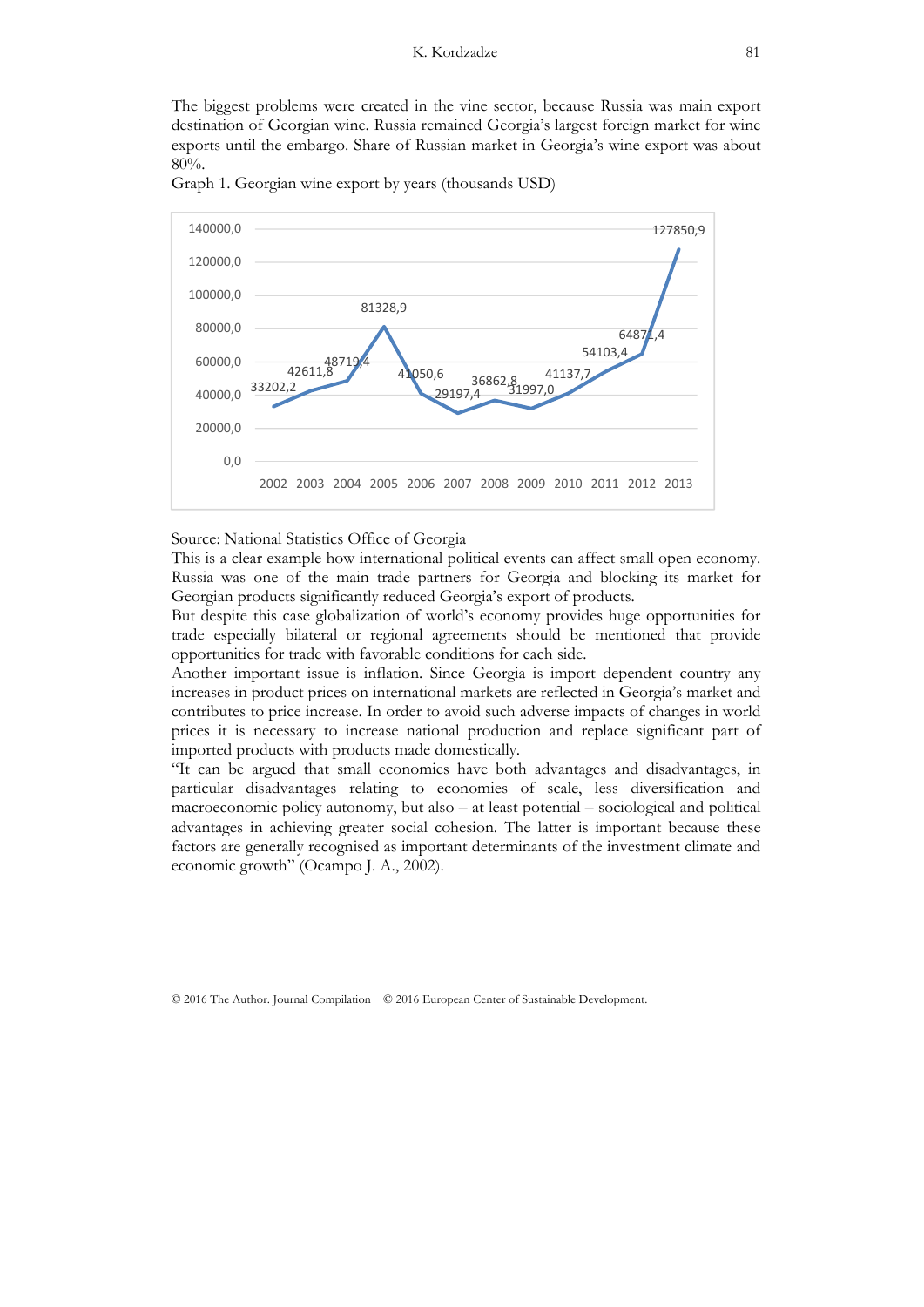The biggest problems were created in the vine sector, because Russia was main export destination of Georgian wine. Russia remained Georgia's largest foreign market for wine exports until the embargo. Share of Russian market in Georgia's wine export was about 80%.

Graph 1. Georgian wine export by years (thousands USD)

| Year | Value |
|---|---|
| 2002 | 33202,2 |
| 2003 | 42611,8 |
| 2004 | 48719,4 |
| 2005 | 81328,9 |
| 2006 | 41050,6 |
| 2007 | 29197,4 |
| 2008 | 36862,8 |
| 2009 | 31997,0 |
| 2010 | 41137,7 |
| 2011 | 54103,4 |
| 2012 | 64871,4 |
| 2013 | 127850,9 |

Source: National Statistics Office of Georgia

This is a clear example how international political events can affect small open economy. Russia was one of the main trade partners for Georgia and blocking its market for Georgian products significantly reduced Georgia's export of products.

But despite this case globalization of world's economy provides huge opportunities for trade especially bilateral or regional agreements should be mentioned that provide opportunities for trade with favorable conditions for each side.

Another important issue is inflation. Since Georgia is import dependent country any increases in product prices on international markets are reflected in Georgia's market and contributes to price increase. In order to avoid such adverse impacts of changes in world prices it is necessary to increase national production and replace significant part of imported products with products made domestically.

"It can be argued that small economies have both advantages and disadvantages, in particular disadvantages relating to economies of scale, less diversification and macroeconomic policy autonomy, but also – at least potential – sociological and political advantages in achieving greater social cohesion. The latter is important because these factors are generally recognised as important determinants of the investment climate and economic growth" (Ocampo J. A., 2002).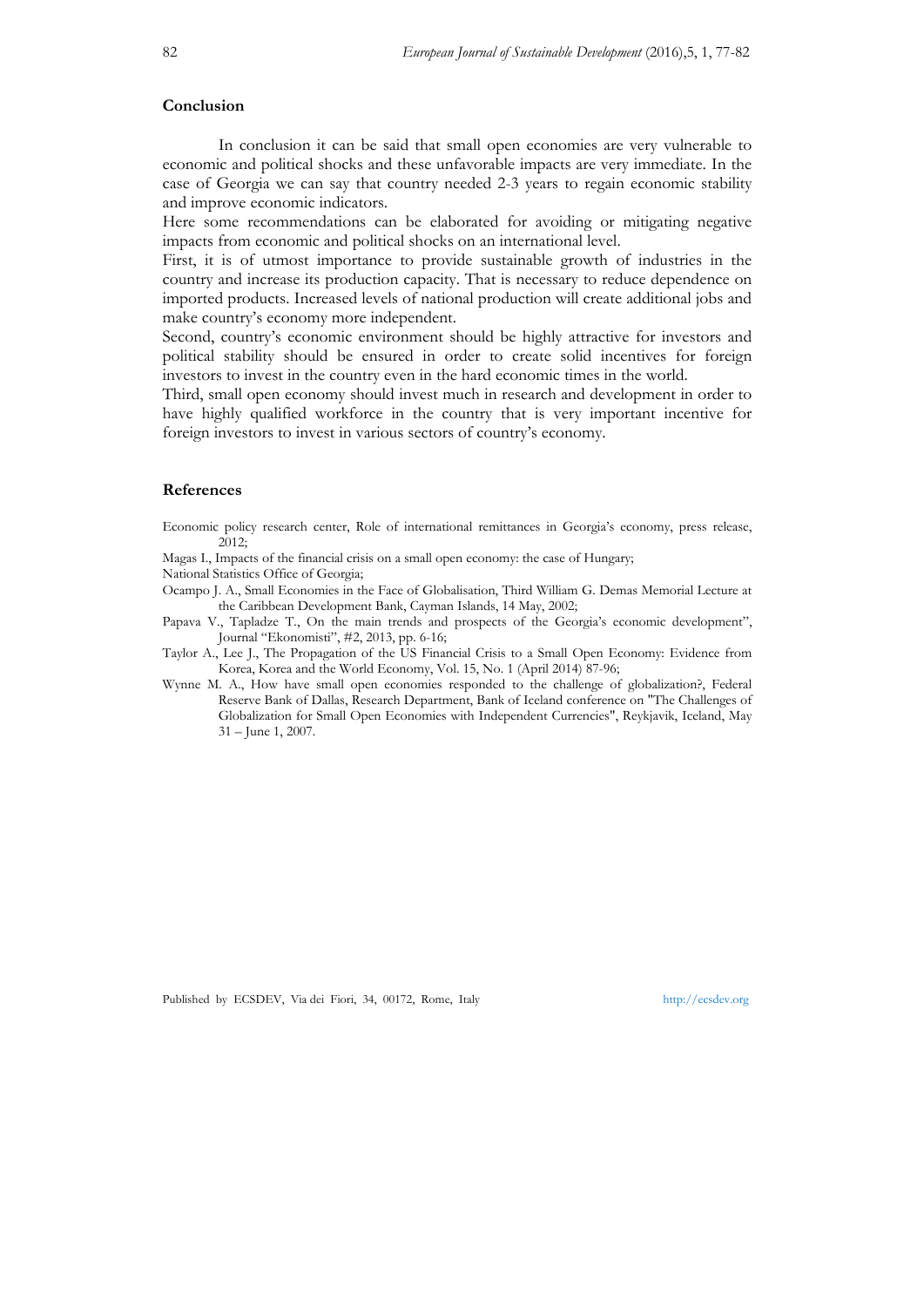## Conclusion

In conclusion it can be said that small open economies are very vulnerable to economic and political shocks and these unfavorable impacts are very immediate. In the case of Georgia we can say that country needed 2-3 years to regain economic stability and improve economic indicators.

Here some recommendations can be elaborated for avoiding or mitigating negative impacts from economic and political shocks on an international level.

First, it is of utmost importance to provide sustainable growth of industries in the country and increase its production capacity. That is necessary to reduce dependence on imported products. Increased levels of national production will create additional jobs and make country's economy more independent.

Second, country's economic environment should be highly attractive for investors and political stability should be ensured in order to create solid incentives for foreign investors to invest in the country even in the hard economic times in the world.

Third, small open economy should invest much in research and development in order to have highly qualified workforce in the country that is very important incentive for foreign investors to invest in various sectors of country's economy.

## References

Economic policy research center, Role of international remittances in Georgia's economy, press release, 2012;

Magas I., Impacts of the financial crisis on a small open economy: the case of Hungary;

National Statistics Office of Georgia;

Ocampo J. A., Small Economies in the Face of Globalisation, Third William G. Demas Memorial Lecture at the Caribbean Development Bank, Cayman Islands, 14 May, 2002;

Papava V., Tapladze T., On the main trends and prospects of the Georgia's economic development", Journal "Ekonomisti", #2, 2013, pp. 6-16;

Taylor A., Lee J., The Propagation of the US Financial Crisis to a Small Open Economy: Evidence from Korea, Korea and the World Economy, Vol. 15, No. 1 (April 2014) 87-96;

Wynne M. A., How have small open economies responded to the challenge of globalization?, Federal Reserve Bank of Dallas, Research Department, Bank of Iceland conference on "The Challenges of Globalization for Small Open Economies with Independent Currencies", Reykjavik, Iceland, May 31 – June 1, 2007.